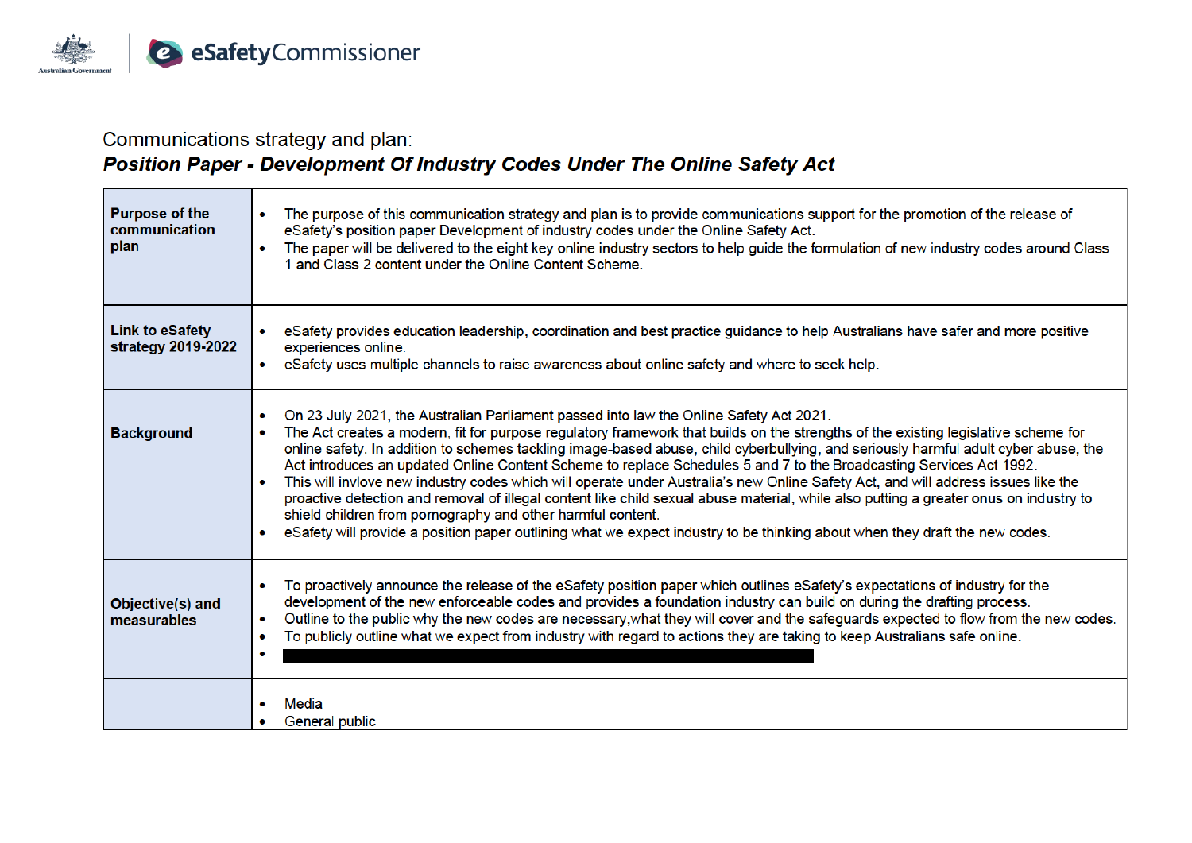Communications strategy and plan:

***Position Paper - Development Of Industry Codes Under The Online Safety Act***

| | |
|---|---|
| **Purpose of the communication plan** | • The purpose of this communication strategy and plan is to provide communications support for the promotion of the release of eSafety's position paper Development of industry codes under the Online Safety Act.<br>• The paper will be delivered to the eight key online industry sectors to help guide the formulation of new industry codes around Class 1 and Class 2 content under the Online Content Scheme. |
| **Link to eSafety strategy 2019-2022** | • eSafety provides education leadership, coordination and best practice guidance to help Australians have safer and more positive experiences online.<br>• eSafety uses multiple channels to raise awareness about online safety and where to seek help. |
| **Background** | • On 23 July 2021, the Australian Parliament passed into law the Online Safety Act 2021.<br>• The Act creates a modern, fit for purpose regulatory framework that builds on the strengths of the existing legislative scheme for online safety. In addition to schemes tackling image-based abuse, child cyberbullying, and seriously harmful adult cyber abuse, the Act introduces an updated Online Content Scheme to replace Schedules 5 and 7 to the Broadcasting Services Act 1992.<br>• This will invlove new industry codes which will operate under Australia's new Online Safety Act, and will address issues like the proactive detection and removal of illegal content like child sexual abuse material, while also putting a greater onus on industry to shield children from pornography and other harmful content.<br>• eSafety will provide a position paper outlining what we expect industry to be thinking about when they draft the new codes. |
| **Objective(s) and measurables** | • To proactively announce the release of the eSafety position paper which outlines eSafety's expectations of industry for the development of the new enforceable codes and provides a foundation industry can build on during the drafting process.<br>• Outline to the public why the new codes are necessary,what they will cover and the safeguards expected to flow from the new codes.<br>• To publicly outline what we expect from industry with regard to actions they are taking to keep Australians safe online.<br>• [REDACTED] |
| | • Media<br>• General public |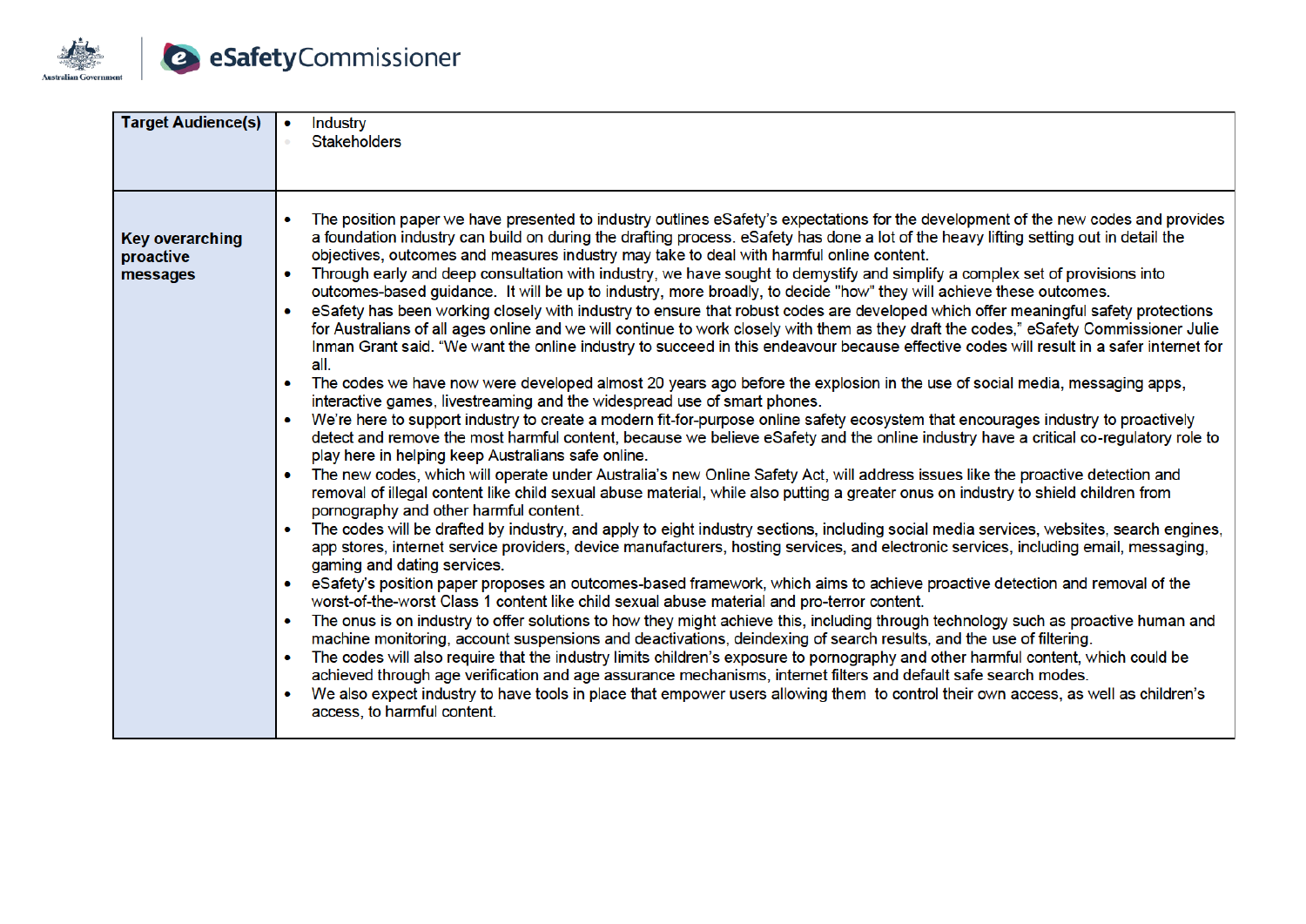| Target Audience(s) | • Industry<br>• Stakeholders |
|---|---|
| Key overarching proactive messages | • The position paper we have presented to industry outlines eSafety's expectations for the development of the new codes and provides a foundation industry can build on during the drafting process. eSafety has done a lot of the heavy lifting setting out in detail the objectives, outcomes and measures industry may take to deal with harmful online content.<br>• Through early and deep consultation with industry, we have sought to demystify and simplify a complex set of provisions into outcomes-based guidance. It will be up to industry, more broadly, to decide "how" they will achieve these outcomes.<br>• eSafety has been working closely with industry to ensure that robust codes are developed which offer meaningful safety protections for Australians of all ages online and we will continue to work closely with them as they draft the codes," eSafety Commissioner Julie Inman Grant said. "We want the online industry to succeed in this endeavour because effective codes will result in a safer internet for all.<br>• The codes we have now were developed almost 20 years ago before the explosion in the use of social media, messaging apps, interactive games, livestreaming and the widespread use of smart phones.<br>• We're here to support industry to create a modern fit-for-purpose online safety ecosystem that encourages industry to proactively detect and remove the most harmful content, because we believe eSafety and the online industry have a critical co-regulatory role to play here in helping keep Australians safe online.<br>• The new codes, which will operate under Australia's new Online Safety Act, will address issues like the proactive detection and removal of illegal content like child sexual abuse material, while also putting a greater onus on industry to shield children from pornography and other harmful content.<br>• The codes will be drafted by industry, and apply to eight industry sections, including social media services, websites, search engines, app stores, internet service providers, device manufacturers, hosting services, and electronic services, including email, messaging, gaming and dating services.<br>• eSafety's position paper proposes an outcomes-based framework, which aims to achieve proactive detection and removal of the worst-of-the-worst Class 1 content like child sexual abuse material and pro-terror content.<br>• The onus is on industry to offer solutions to how they might achieve this, including through technology such as proactive human and machine monitoring, account suspensions and deactivations, deindexing of search results, and the use of filtering.<br>• The codes will also require that the industry limits children's exposure to pornography and other harmful content, which could be achieved through age verification and age assurance mechanisms, internet filters and default safe search modes.<br>• We also expect industry to have tools in place that empower users allowing them to control their own access, as well as children's access, to harmful content. |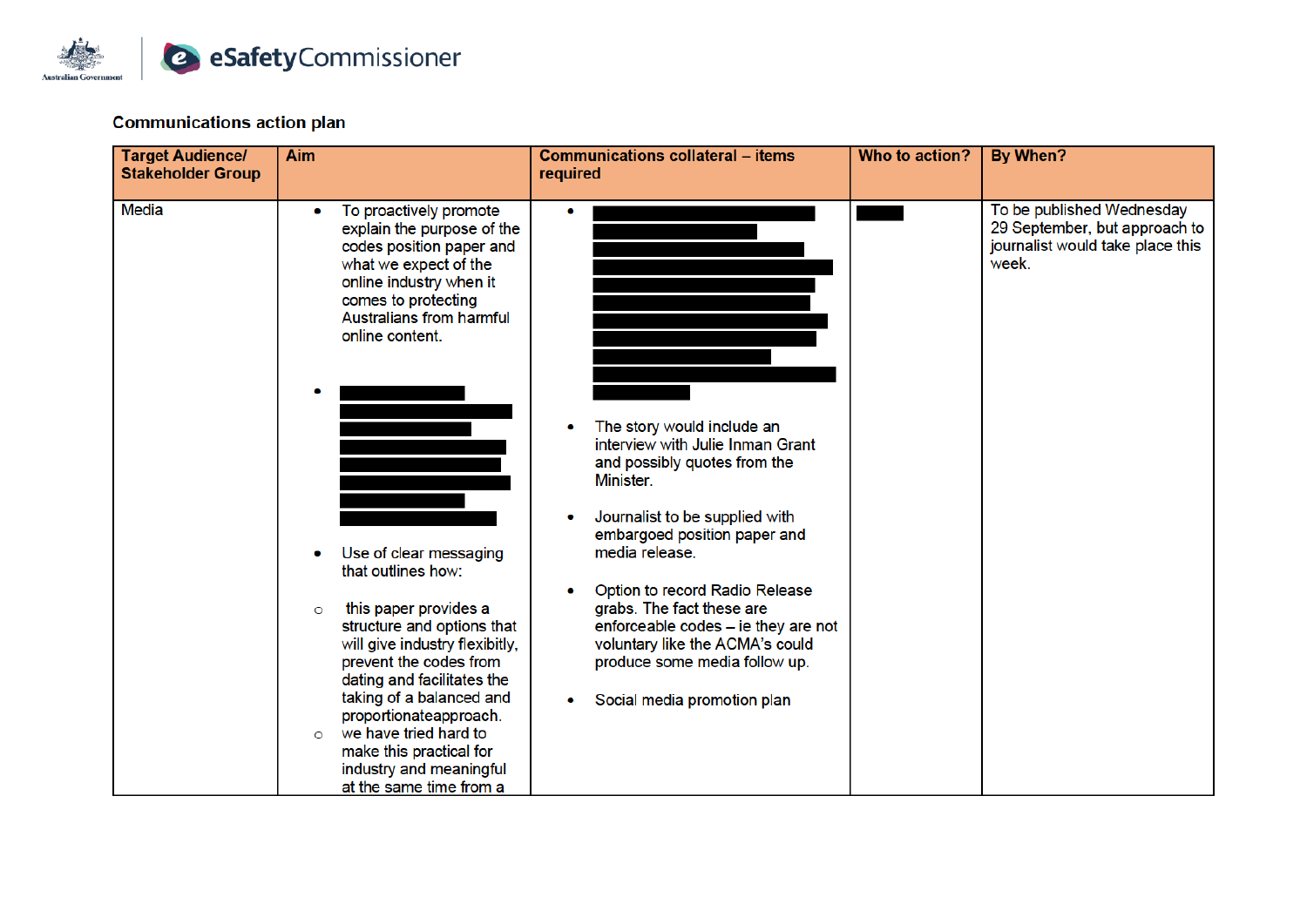## Communications action plan

| Target Audience/ Stakeholder Group | Aim | Communications collateral – items required | Who to action? | By When? |
|---|---|---|---|---|
| Media | • To proactively promote explain the purpose of the codes position paper and what we expect of the online industry when it comes to protecting Australians from harmful online content.<br><br>• [REDACTED]<br><br>• Use of clear messaging that outlines how:<br>○ this paper provides a structure and options that will give industry flexibitly, prevent the codes from dating and facilitates the taking of a balanced and proportionateapproach.<br>○ we have tried hard to make this practical for industry and meaningful at the same time from a | • [REDACTED]<br><br>• The story would include an interview with Julie Inman Grant and possibly quotes from the Minister.<br><br>• Journalist to be supplied with embargoed position paper and media release.<br><br>• Option to record Radio Release grabs. The fact these are enforceable codes – ie they are not voluntary like the ACMA's could produce some media follow up.<br><br>• Social media promotion plan | [REDACTED] | To be published Wednesday 29 September, but approach to journalist would take place this week. |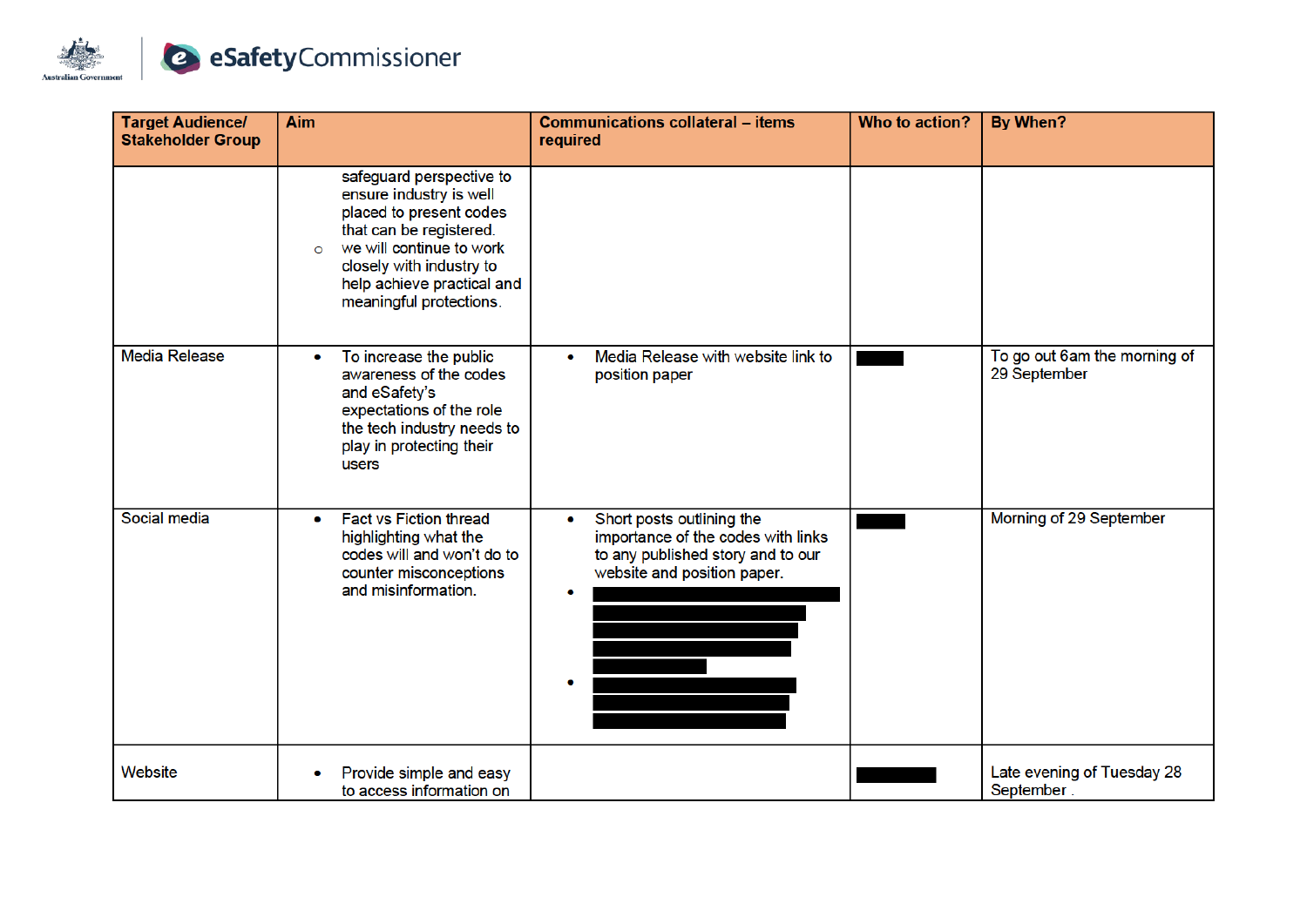| Target Audience/ Stakeholder Group | Aim | Communications collateral – items required | Who to action? | By When? |
|---|---|---|---|---|
| | safeguard perspective to ensure industry is well placed to present codes that can be registered.<br>○ we will continue to work closely with industry to help achieve practical and meaningful protections. | | | |
| Media Release | • To increase the public awareness of the codes and eSafety's expectations of the role the tech industry needs to play in protecting their users | • Media Release with website link to position paper | ███ | To go out 6am the morning of 29 September |
| Social media | • Fact vs Fiction thread highlighting what the codes will and won't do to counter misconceptions and misinformation. | • Short posts outlining the importance of the codes with links to any published story and to our website and position paper.<br>• ████████<br>• ████████ | ███ | Morning of 29 September |
| Website | • Provide simple and easy to access information on | | ███ | Late evening of Tuesday 28 September . |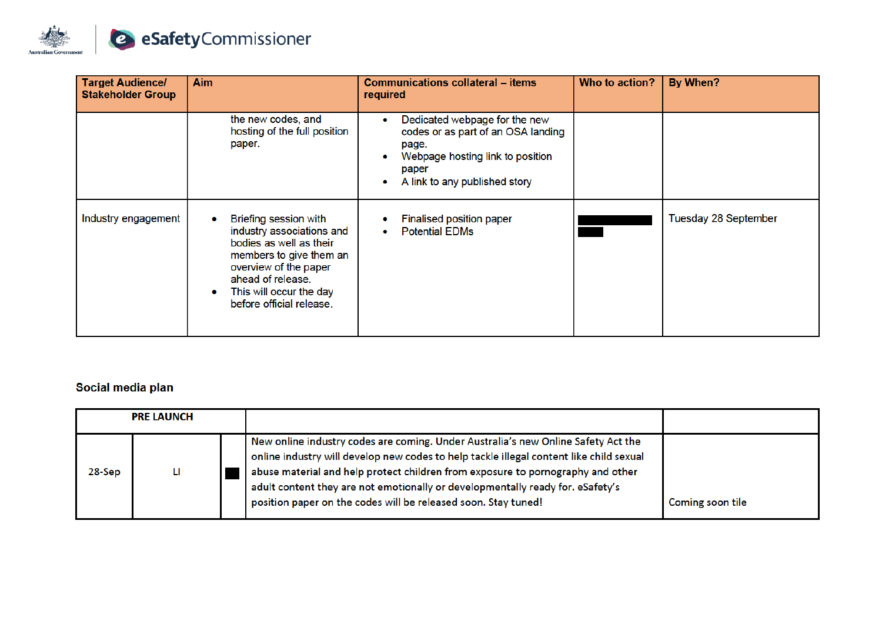| Target Audience/ Stakeholder Group | Aim | Communications collateral – items required | Who to action? | By When? |
|---|---|---|---|---|
| | the new codes, and hosting of the full position paper. | • Dedicated webpage for the new codes or as part of an OSA landing page.<br>• Webpage hosting link to position paper<br>• A link to any published story | | |
| Industry engagement | • Briefing session with industry associations and bodies as well as their members to give them an overview of the paper ahead of release.<br>• This will occur the day before official release. | • Finalised position paper<br>• Potential EDMs | ███████ ██ | Tuesday 28 September |

## Social media plan

| PRE LAUNCH | | | | |
|---|---|---|---|---|
| 28-Sep | LI | █ | New online industry codes are coming. Under Australia's new Online Safety Act the online industry will develop new codes to help tackle illegal content like child sexual abuse material and help protect children from exposure to pornography and other adult content they are not emotionally or developmentally ready for. eSafety's position paper on the codes will be released soon. Stay tuned! | Coming soon tile |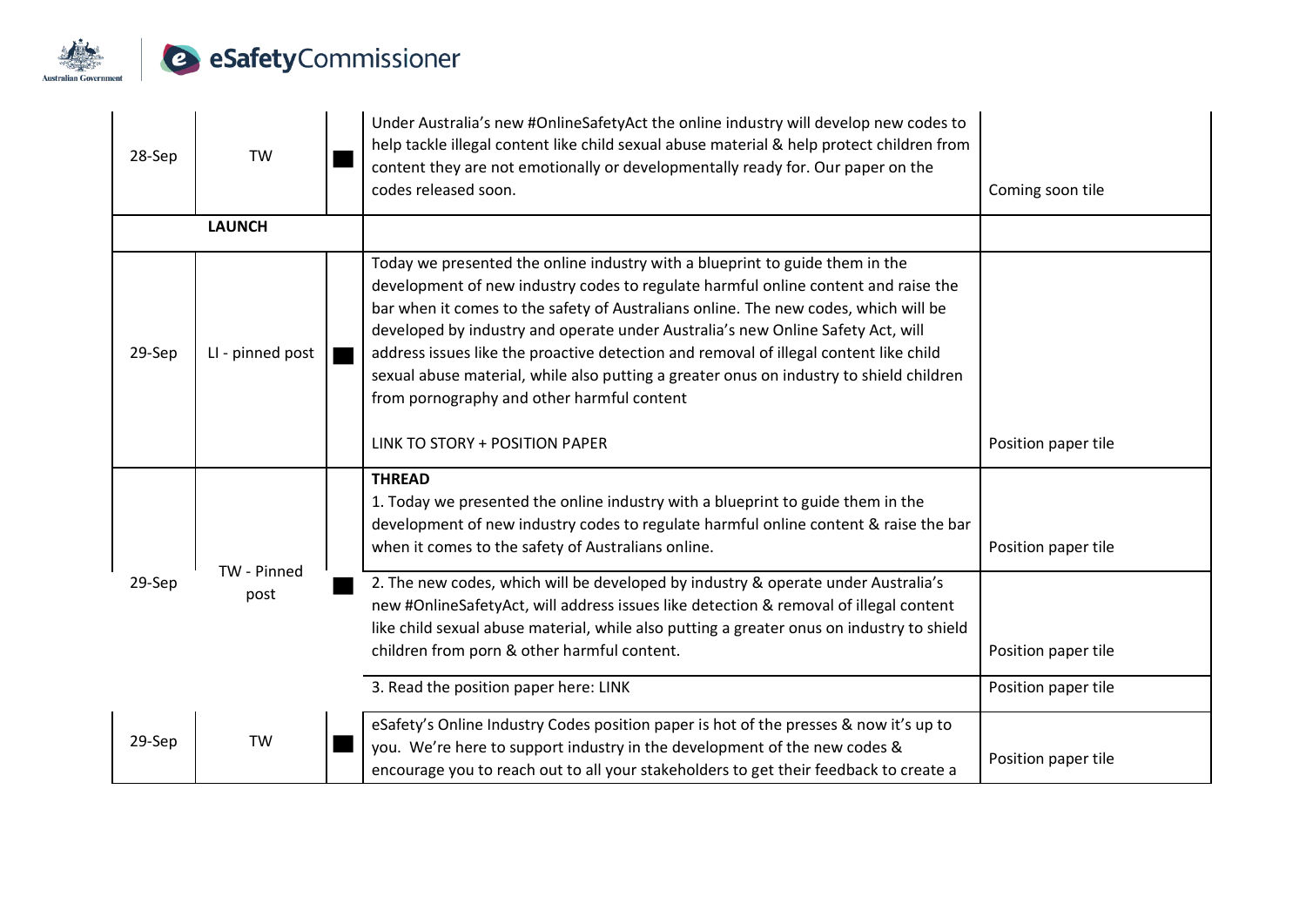| | | | | |
|---|---|---|---|---|
| 28-Sep | TW | ■ | Under Australia's new #OnlineSafetyAct the online industry will develop new codes to help tackle illegal content like child sexual abuse material & help protect children from content they are not emotionally or developmentally ready for. Our paper on the codes released soon. | Coming soon tile |
| | **LAUNCH** | | | |
| 29-Sep | LI - pinned post | ■ | Today we presented the online industry with a blueprint to guide them in the development of new industry codes to regulate harmful online content and raise the bar when it comes to the safety of Australians online. The new codes, which will be developed by industry and operate under Australia's new Online Safety Act, will address issues like the proactive detection and removal of illegal content like child sexual abuse material, while also putting a greater onus on industry to shield children from pornography and other harmful content<br><br>LINK TO STORY + POSITION PAPER | Position paper tile |
| 29-Sep | TW - Pinned post | ■ | **THREAD**<br>1. Today we presented the online industry with a blueprint to guide them in the development of new industry codes to regulate harmful online content & raise the bar when it comes to the safety of Australians online. | Position paper tile |
| | | | 2. The new codes, which will be developed by industry & operate under Australia's new #OnlineSafetyAct, will address issues like detection & removal of illegal content like child sexual abuse material, while also putting a greater onus on industry to shield children from porn & other harmful content. | Position paper tile |
| | | | 3. Read the position paper here: LINK | Position paper tile |
| 29-Sep | TW | ■ | eSafety's Online Industry Codes position paper is hot of the presses & now it's up to you. We're here to support industry in the development of the new codes & encourage you to reach out to all your stakeholders to get their feedback to create a | Position paper tile |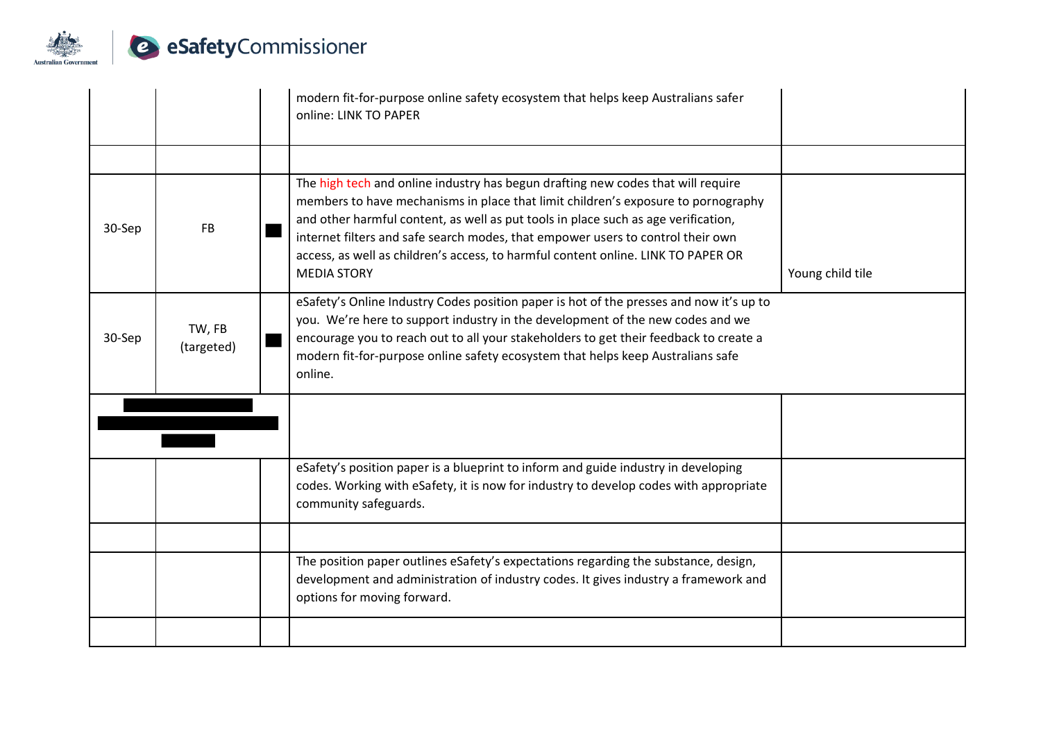| | | | | |
|---|---|---|---|---|
| | | | modern fit-for-purpose online safety ecosystem that helps keep Australians safer online: LINK TO PAPER | |
| | | | | |
| 30-Sep | FB | ■ | The high tech and online industry has begun drafting new codes that will require members to have mechanisms in place that limit children's exposure to pornography and other harmful content, as well as put tools in place such as age verification, internet filters and safe search modes, that empower users to control their own access, as well as children's access, to harmful content online. LINK TO PAPER OR MEDIA STORY | Young child tile |
| 30-Sep | TW, FB (targeted) | ■ | eSafety's Online Industry Codes position paper is hot of the presses and now it's up to you. We're here to support industry in the development of the new codes and we encourage you to reach out to all your stakeholders to get their feedback to create a modern fit-for-purpose online safety ecosystem that helps keep Australians safe online. | |
| ■■■ | | | | |
| | | | eSafety's position paper is a blueprint to inform and guide industry in developing codes. Working with eSafety, it is now for industry to develop codes with appropriate community safeguards. | |
| | | | | |
| | | | The position paper outlines eSafety's expectations regarding the substance, design, development and administration of industry codes. It gives industry a framework and options for moving forward. | |
| | | | | |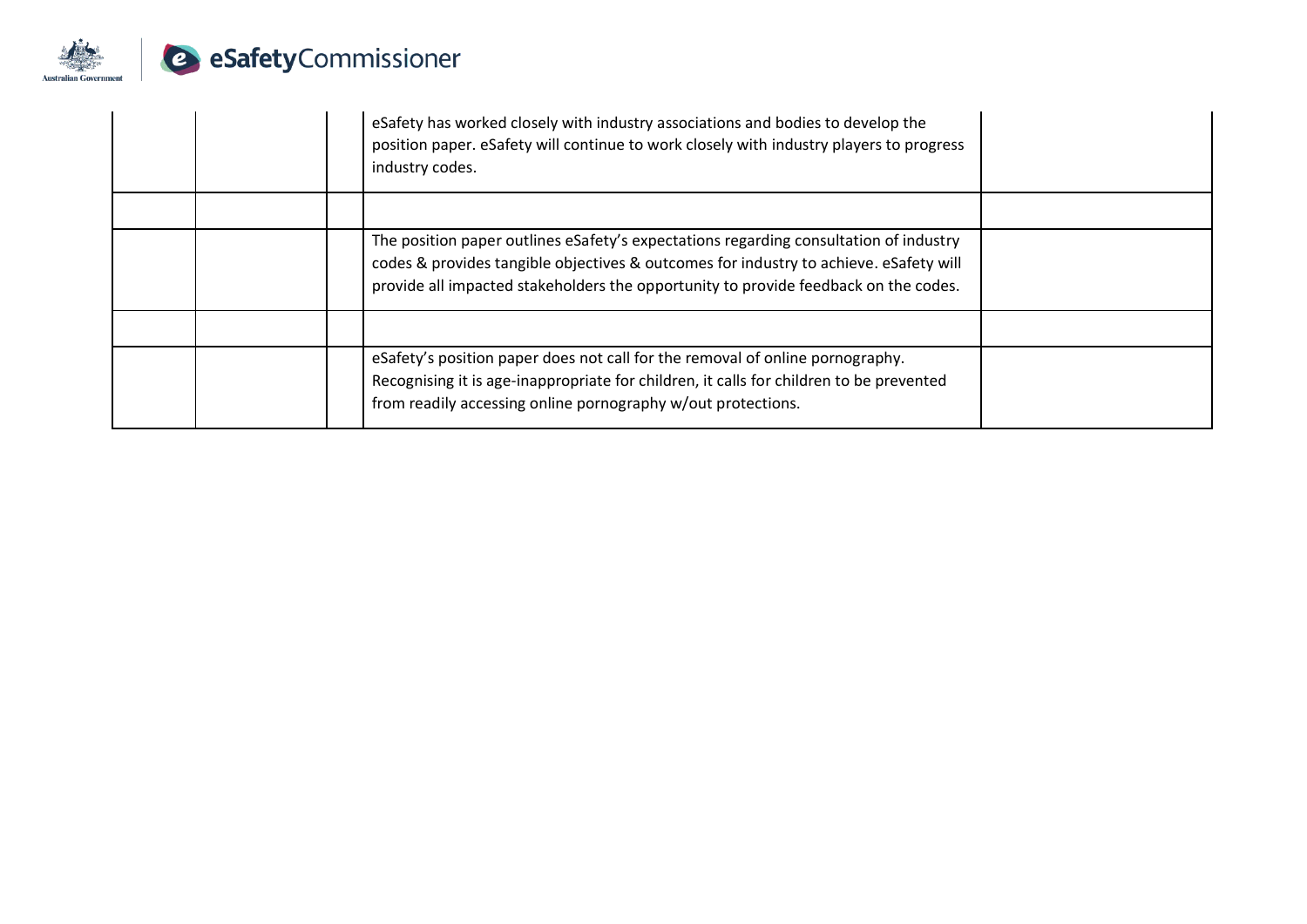|  |  |  | eSafety has worked closely with industry associations and bodies to develop the position paper. eSafety will continue to work closely with industry players to progress industry codes. |  |
|---|---|---|---|---|
|  |  |  |  |  |
|  |  |  | The position paper outlines eSafety's expectations regarding consultation of industry codes & provides tangible objectives & outcomes for industry to achieve. eSafety will provide all impacted stakeholders the opportunity to provide feedback on the codes. |  |
|  |  |  |  |  |
|  |  |  | eSafety's position paper does not call for the removal of online pornography. Recognising it is age-inappropriate for children, it calls for children to be prevented from readily accessing online pornography w/out protections. |  |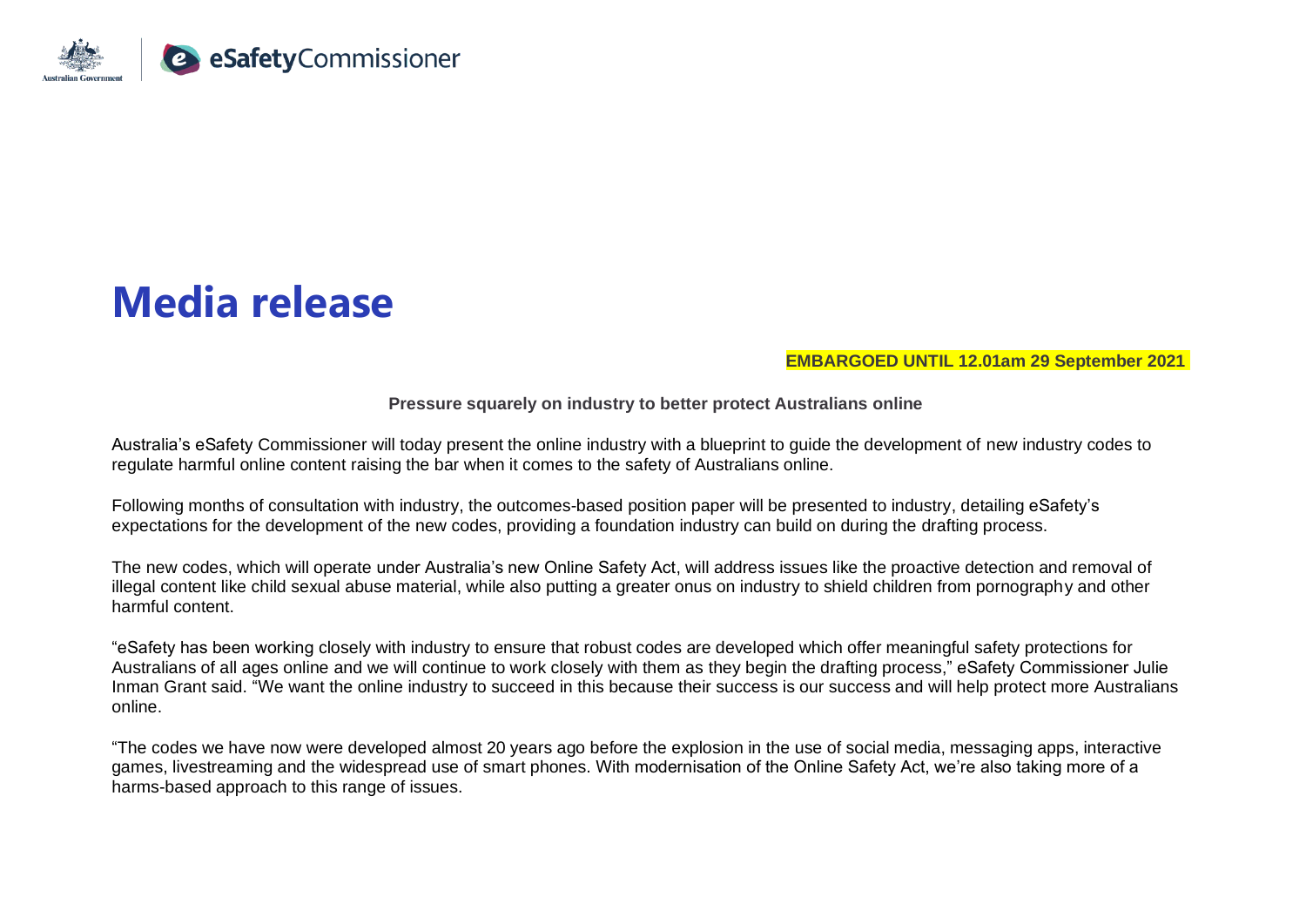# Media release

**EMBARGOED UNTIL 12.01am 29 September 2021**

**Pressure squarely on industry to better protect Australians online**

Australia's eSafety Commissioner will today present the online industry with a blueprint to guide the development of new industry codes to regulate harmful online content raising the bar when it comes to the safety of Australians online.

Following months of consultation with industry, the outcomes-based position paper will be presented to industry, detailing eSafety's expectations for the development of the new codes, providing a foundation industry can build on during the drafting process.

The new codes, which will operate under Australia's new Online Safety Act, will address issues like the proactive detection and removal of illegal content like child sexual abuse material, while also putting a greater onus on industry to shield children from pornography and other harmful content.

"eSafety has been working closely with industry to ensure that robust codes are developed which offer meaningful safety protections for Australians of all ages online and we will continue to work closely with them as they begin the drafting process," eSafety Commissioner Julie Inman Grant said. "We want the online industry to succeed in this because their success is our success and will help protect more Australians online.

"The codes we have now were developed almost 20 years ago before the explosion in the use of social media, messaging apps, interactive games, livestreaming and the widespread use of smart phones. With modernisation of the Online Safety Act, we're also taking more of a harms-based approach to this range of issues.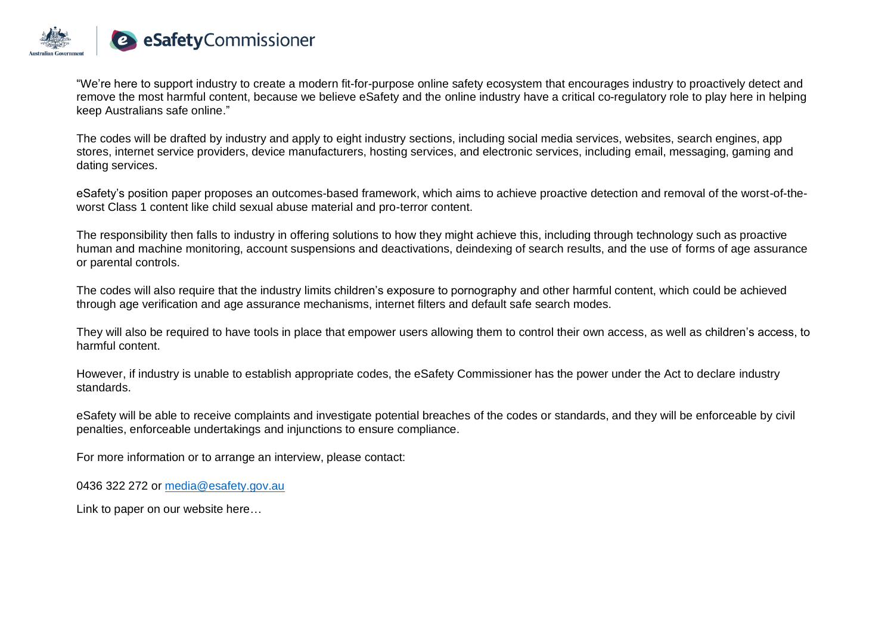"We're here to support industry to create a modern fit-for-purpose online safety ecosystem that encourages industry to proactively detect and remove the most harmful content, because we believe eSafety and the online industry have a critical co-regulatory role to play here in helping keep Australians safe online."

The codes will be drafted by industry and apply to eight industry sections, including social media services, websites, search engines, app stores, internet service providers, device manufacturers, hosting services, and electronic services, including email, messaging, gaming and dating services.

eSafety's position paper proposes an outcomes-based framework, which aims to achieve proactive detection and removal of the worst-of-the-worst Class 1 content like child sexual abuse material and pro-terror content.

The responsibility then falls to industry in offering solutions to how they might achieve this, including through technology such as proactive human and machine monitoring, account suspensions and deactivations, deindexing of search results, and the use of forms of age assurance or parental controls.

The codes will also require that the industry limits children's exposure to pornography and other harmful content, which could be achieved through age verification and age assurance mechanisms, internet filters and default safe search modes.

They will also be required to have tools in place that empower users allowing them to control their own access, as well as children's access, to harmful content.

However, if industry is unable to establish appropriate codes, the eSafety Commissioner has the power under the Act to declare industry standards.

eSafety will be able to receive complaints and investigate potential breaches of the codes or standards, and they will be enforceable by civil penalties, enforceable undertakings and injunctions to ensure compliance.

For more information or to arrange an interview, please contact:

0436 322 272 or media@esafety.gov.au

Link to paper on our website here…